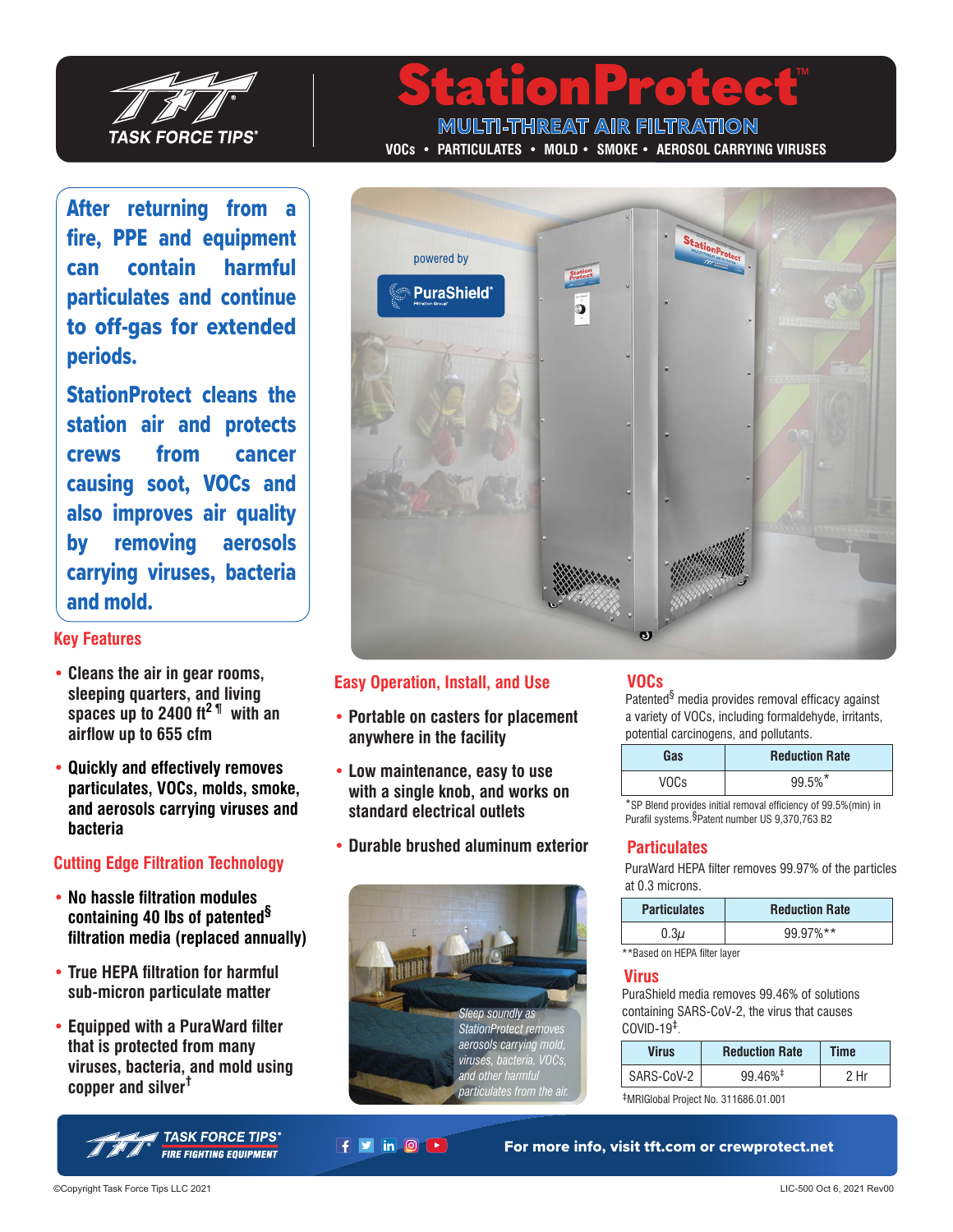# StationProtect™

## MULTI-THREAT AIR FILTRATION

VOCs • PARTICULATES • MOLD • SMOKE • AEROSOL CARRYING VIRUSES

**After returning from a fire, PPE and equipment can contain harmful particulates and continue to off-gas for extended periods.**

**StationProtect cleans the station air and protects crews from cancer causing soot, VOCs and also improves air quality by removing aerosols carrying viruses, bacteria and mold.**

### Key Features

- **Cleans the air in gear rooms, sleeping quarters, and living spaces up to 2400 ft² ¶ with an airflow up to 655 cfm**
- **Quickly and effectively removes particulates, VOCs, molds, smoke, and aerosols carrying viruses and bacteria**

### Cutting Edge Filtration Technology

- **No hassle filtration modules containing 40 lbs of patented§ filtration media (replaced annually)**
- **True HEPA filtration for harmful sub-micron particulate matter**
- **Equipped with a PuraWard filter that is protected from many viruses, bacteria, and mold using copper and silver†**

### Easy Operation, Install, and Use

- **Portable on casters for placement anywhere in the facility**
- **Low maintenance, easy to use with a single knob, and works on standard electrical outlets**
- **Durable brushed aluminum exterior**

*Sleep soundly as StationProtect removes aerosols carrying mold, viruses, bacteria, VOCs, and other harmful particulates from the air.*

### VOCs

Patented§ media provides removal efficacy against a variety of VOCs, including formaldehyde, irritants, potential carcinogens, and pollutants.

| Gas | Reduction Rate |
| --- | --- |
| VOCs | 99.5%* |

*SP Blend provides initial removal efficiency of 99.5%(min) in Purafil systems. §Patent number US 9,370,763 B2

### Particulates

PuraWard HEPA filter removes 99.97% of the particles at 0.3 microns.

| Particulates | Reduction Rate |
| --- | --- |
| 0.3$\mu$ | 99.97%** |

**Based on HEPA filter layer

### Virus

PuraShield media removes 99.46% of solutions containing SARS-CoV-2, the virus that causes COVID-19‡.

| Virus | Reduction Rate | Time |
| --- | --- | --- |
| SARS-CoV-2 | 99.46%‡ | 2 Hr |

‡MRIGlobal Project No. 311686.01.001

For more info, visit tft.com or crewprotect.net

©Copyright Task Force Tips LLC 2021

LIC-500 Oct 6, 2021 Rev00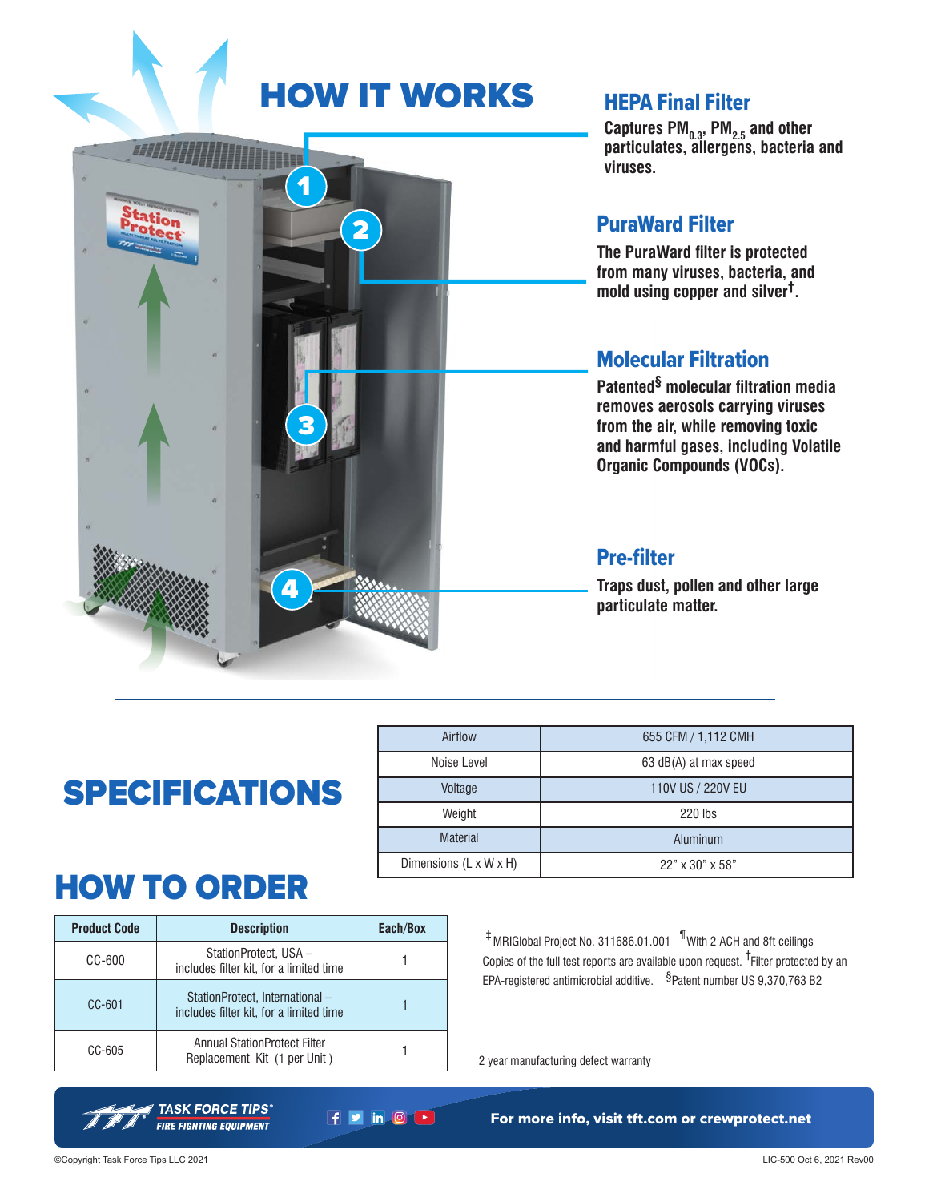# HOW IT WORKS

## HEPA Final Filter

Captures $PM_{0.3}$, $PM_{2.5}$ and other particulates, allergens, bacteria and viruses.

## PuraWard Filter

The PuraWard filter is protected from many viruses, bacteria, and mold using copper and silver[†].

## Molecular Filtration

Patented[§] molecular filtration media removes aerosols carrying viruses from the air, while removing toxic and harmful gases, including Volatile Organic Compounds (VOCs).

## Pre-filter

Traps dust, pollen and other large particulate matter.

# SPECIFICATIONS

| | |
|---|---|
| Airflow | 655 CFM / 1,112 CMH |
| Noise Level | 63 dB(A) at max speed |
| Voltage | 110V US / 220V EU |
| Weight | 220 lbs |
| Material | Aluminum |
| Dimensions (L x W x H) | 22" x 30" x 58" |

# HOW TO ORDER

| Product Code | Description | Each/Box |
|---|---|---|
| CC-600 | StationProtect, USA – includes filter kit, for a limited time | 1 |
| CC-601 | StationProtect, International – includes filter kit, for a limited time | 1 |
| CC-605 | Annual StationProtect Filter Replacement Kit (1 per Unit) | 1 |

[‡] MRIGlobal Project No. 311686.01.001 [¶] With 2 ACH and 8ft ceilings
Copies of the full test reports are available upon request. [†] Filter protected by an EPA-registered antimicrobial additive. [§] Patent number US 9,370,763 B2

2 year manufacturing defect warranty

TASK FORCE TIPS® FIRE FIGHTING EQUIPMENT

For more info, visit tft.com or crewprotect.net

©Copyright Task Force Tips LLC 2021

LIC-500 Oct 6, 2021 Rev00